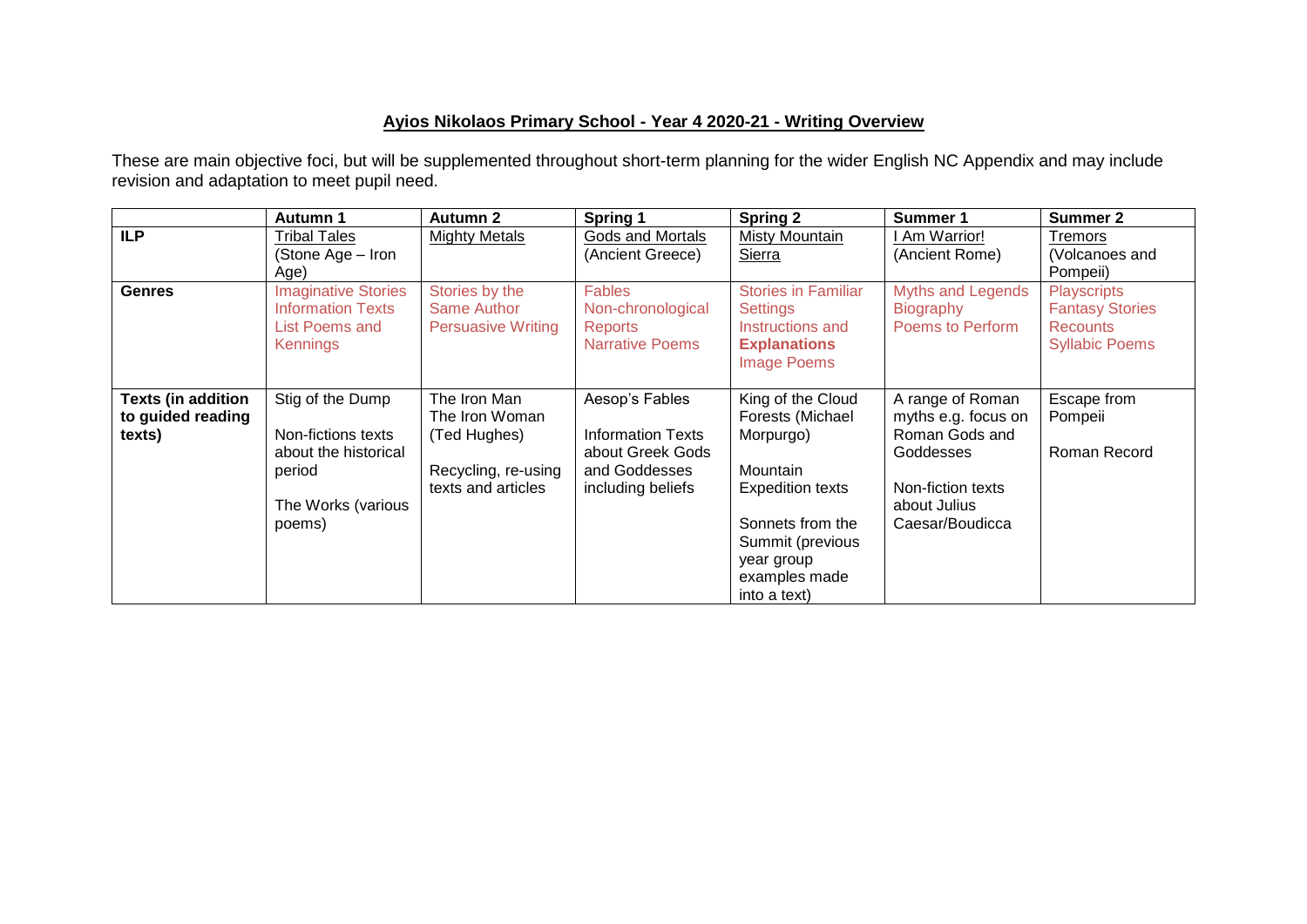# Ayios Nikolaos Primary School - Year 4 2020-21 - Writing Overview

These are main objective foci, but will be supplemented throughout short-term planning for the wider English NC Appendix and may include revision and adaptation to meet pupil need.

| | Autumn 1 | Autumn 2 | Spring 1 | Spring 2 | Summer 1 | Summer 2 |
|---|---|---|---|---|---|---|
| **ILP** | Tribal Tales (Stone Age – Iron Age) | Mighty Metals | Gods and Mortals (Ancient Greece) | Misty Mountain Sierra | I Am Warrior! (Ancient Rome) | Tremors (Volcanoes and Pompeii) |
| **Genres** | Imaginative Stories<br>Information Texts<br>List Poems and Kennings | Stories by the Same Author<br>Persuasive Writing | Fables<br>Non-chronological Reports<br>Narrative Poems | Stories in Familiar Settings<br>Instructions and **Explanations**<br>Image Poems | Myths and Legends<br>Biography<br>Poems to Perform | Playscripts<br>Fantasy Stories<br>Recounts<br>Syllabic Poems |
| **Texts (in addition to guided reading texts)** | Stig of the Dump<br><br>Non-fictions texts about the historical period<br><br>The Works (various poems) | The Iron Man<br>The Iron Woman<br>(Ted Hughes)<br><br>Recycling, re-using texts and articles | Aesop's Fables<br><br>Information Texts about Greek Gods and Goddesses including beliefs | King of the Cloud Forests (Michael Morpurgo)<br><br>Mountain Expedition texts<br><br>Sonnets from the Summit (previous year group examples made into a text) | A range of Roman myths e.g. focus on Roman Gods and Goddesses<br><br>Non-fiction texts about Julius Caesar/Boudicca | Escape from Pompeii<br><br>Roman Record |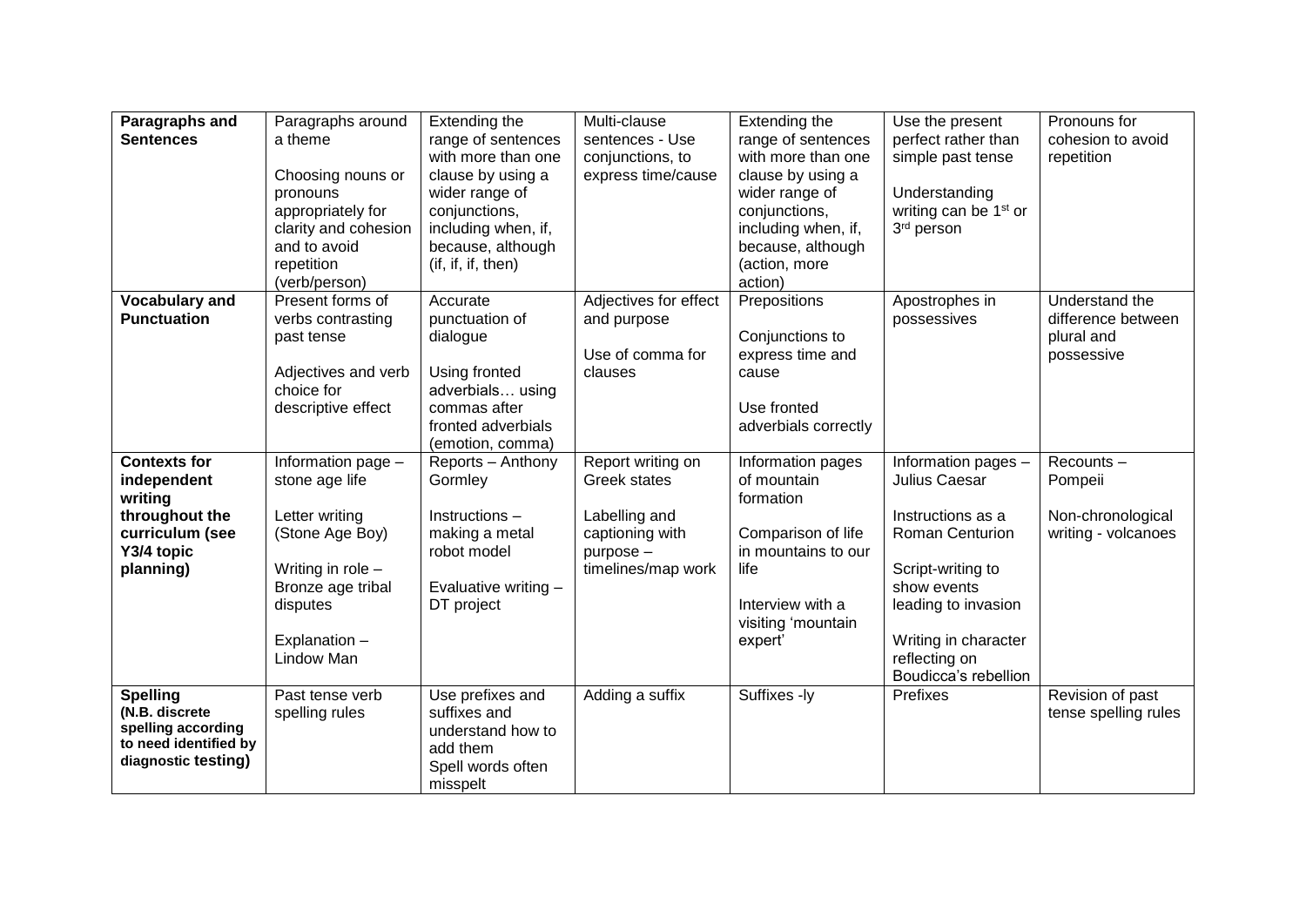| | | | | | | |
|---|---|---|---|---|---|---|
| **Paragraphs and Sentences** | Paragraphs around a theme<br><br>Choosing nouns or pronouns appropriately for clarity and cohesion and to avoid repetition (verb/person) | Extending the range of sentences with more than one clause by using a wider range of conjunctions, including when, if, because, although (if, if, if, then) | Multi-clause sentences - Use conjunctions, to express time/cause | Extending the range of sentences with more than one clause by using a wider range of conjunctions, including when, if, because, although (action, more action) | Use the present perfect rather than simple past tense<br><br>Understanding writing can be 1st or 3rd person | Pronouns for cohesion to avoid repetition |
| **Vocabulary and Punctuation** | Present forms of verbs contrasting past tense<br><br>Adjectives and verb choice for descriptive effect | Accurate punctuation of dialogue<br><br>Using fronted adverbials… using commas after fronted adverbials (emotion, comma) | Adjectives for effect and purpose<br><br>Use of comma for clauses | Prepositions<br><br>Conjunctions to express time and cause<br><br>Use fronted adverbials correctly | Apostrophes in possessives | Understand the difference between plural and possessive |
| **Contexts for independent writing throughout the curriculum (see Y3/4 topic planning)** | Information page – stone age life<br><br>Letter writing (Stone Age Boy)<br><br>Writing in role – Bronze age tribal disputes<br><br>Explanation – Lindow Man | Reports – Anthony Gormley<br><br>Instructions – making a metal robot model<br><br>Evaluative writing – DT project | Report writing on Greek states<br><br>Labelling and captioning with purpose – timelines/map work | Information pages of mountain formation<br><br>Comparison of life in mountains to our life<br><br>Interview with a visiting 'mountain expert' | Information pages – Julius Caesar<br><br>Instructions as a Roman Centurion<br><br>Script-writing to show events leading to invasion<br><br>Writing in character reflecting on Boudicca's rebellion | Recounts – Pompeii<br><br>Non-chronological writing - volcanoes |
| **Spelling (N.B. discrete spelling according to need identified by diagnostic testing)** | Past tense verb spelling rules | Use prefixes and suffixes and understand how to add them<br>Spell words often misspelt | Adding a suffix | Suffixes -ly | Prefixes | Revision of past tense spelling rules |